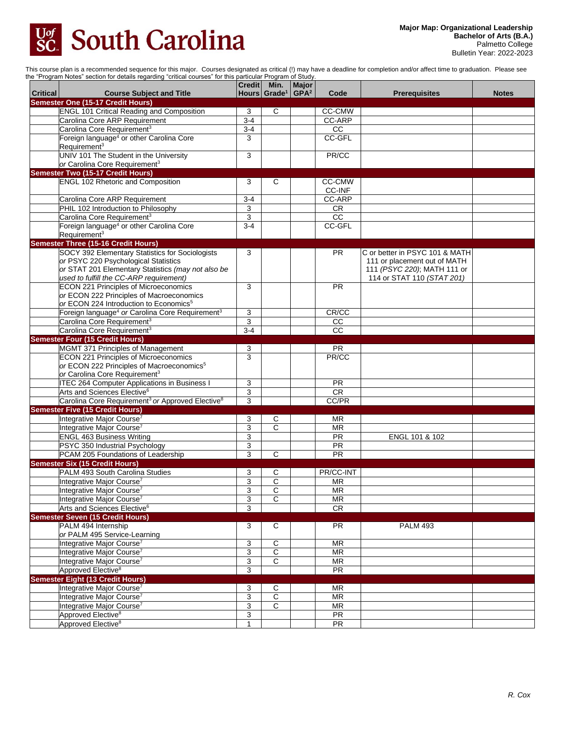South Carolina

**Major Map: Organizational Leadership**
**Bachelor of Arts (B.A.)**
Palmetto College
Bulletin Year: 2022-2023

This course plan is a recommended sequence for this major. Courses designated as critical (!) may have a deadline for completion and/or affect time to graduation. Please see the "Program Notes" section for details regarding "critical courses" for this particular Program of Study.

| Critical | Course Subject and Title | Credit Hours | Min. Grade[1] | Major GPA[2] | Code | Prerequisites | Notes |
|---|---|---|---|---|---|---|---|
| **Semester One (15-17 Credit Hours)** | | | | | | | |
| | ENGL 101 Critical Reading and Composition | 3 | C | | CC-CMW | | |
| | Carolina Core ARP Requirement | 3-4 | | | CC-ARP | | |
| | Carolina Core Requirement[3] | 3-4 | | | CC | | |
| | Foreign language[4] or other Carolina Core Requirement[3] | 3 | | | CC-GFL | | |
| | UNIV 101 The Student in the University *or* Carolina Core Requirement[3] | 3 | | | PR/CC | | |
| **Semester Two (15-17 Credit Hours)** | | | | | | | |
| | ENGL 102 Rhetoric and Composition | 3 | C | | CC-CMW CC-INF | | |
| | Carolina Core ARP Requirement | 3-4 | | | CC-ARP | | |
| | PHIL 102 Introduction to Philosophy | 3 | | | CR | | |
| | Carolina Core Requirement[3] | 3 | | | CC | | |
| | Foreign language[4] or other Carolina Core Requirement[3] | 3-4 | | | CC-GFL | | |
| **Semester Three (15-16 Credit Hours)** | | | | | | | |
| | SOCY 392 Elementary Statistics for Sociologists *or* PSYC 220 Psychological Statistics *or* STAT 201 Elementary Statistics *(may not also be used to fulfill the CC-ARP requirement)* | 3 | | | PR | C or better in PSYC 101 & MATH 111 or placement out of MATH 111 *(PSYC 220)*; MATH 111 or 114 or STAT 110 *(STAT 201)* | |
| | ECON 221 Principles of Microeconomics *or* ECON 222 Principles of Macroeconomics *or* ECON 224 Introduction to Economics[5] | 3 | | | PR | | |
| | Foreign language[4] *or* Carolina Core Requirement[3] | 3 | | | CR/CC | | |
| | Carolina Core Requirement[3] | 3 | | | CC | | |
| | Carolina Core Requirement[3] | 3-4 | | | CC | | |
| **Semester Four (15 Credit Hours)** | | | | | | | |
| | MGMT 371 Principles of Management | 3 | | | PR | | |
| | ECON 221 Principles of Microeconomics *or* ECON 222 Principles of Macroeconomics[5] *or* Carolina Core Requirement[3] | 3 | | | PR/CC | | |
| | ITEC 264 Computer Applications in Business I | 3 | | | PR | | |
| | Arts and Sciences Elective[6] | 3 | | | CR | | |
| | Carolina Core Requirement[3] *or* Approved Elective[8] | 3 | | | CC/PR | | |
| **Semester Five (15 Credit Hours)** | | | | | | | |
| | Integrative Major Course[7] | 3 | C | | MR | | |
| | Integrative Major Course[7] | 3 | C | | MR | | |
| | ENGL 463 Business Writing | 3 | | | PR | ENGL 101 & 102 | |
| | PSYC 350 Industrial Psychology | 3 | | | PR | | |
| | PCAM 205 Foundations of Leadership | 3 | C | | PR | | |
| **Semester Six (15 Credit Hours)** | | | | | | | |
| | PALM 493 South Carolina Studies | 3 | C | | PR/CC-INT | | |
| | Integrative Major Course[7] | 3 | C | | MR | | |
| | Integrative Major Course[7] | 3 | C | | MR | | |
| | Integrative Major Course[7] | 3 | C | | MR | | |
| | Arts and Sciences Elective[6] | 3 | | | CR | | |
| **Semester Seven (15 Credit Hours)** | | | | | | | |
| | PALM 494 Internship *or* PALM 495 Service-Learning | 3 | C | | PR | PALM 493 | |
| | Integrative Major Course[7] | 3 | C | | MR | | |
| | Integrative Major Course[7] | 3 | C | | MR | | |
| | Integrative Major Course[7] | 3 | C | | MR | | |
| | Approved Elective[8] | 3 | | | PR | | |
| **Semester Eight (13 Credit Hours)** | | | | | | | |
| | Integrative Major Course[7] | 3 | C | | MR | | |
| | Integrative Major Course[7] | 3 | C | | MR | | |
| | Integrative Major Course[7] | 3 | C | | MR | | |
| | Approved Elective[8] | 3 | | | PR | | |
| | Approved Elective[8] | 1 | | | PR | | |

*R. Cox*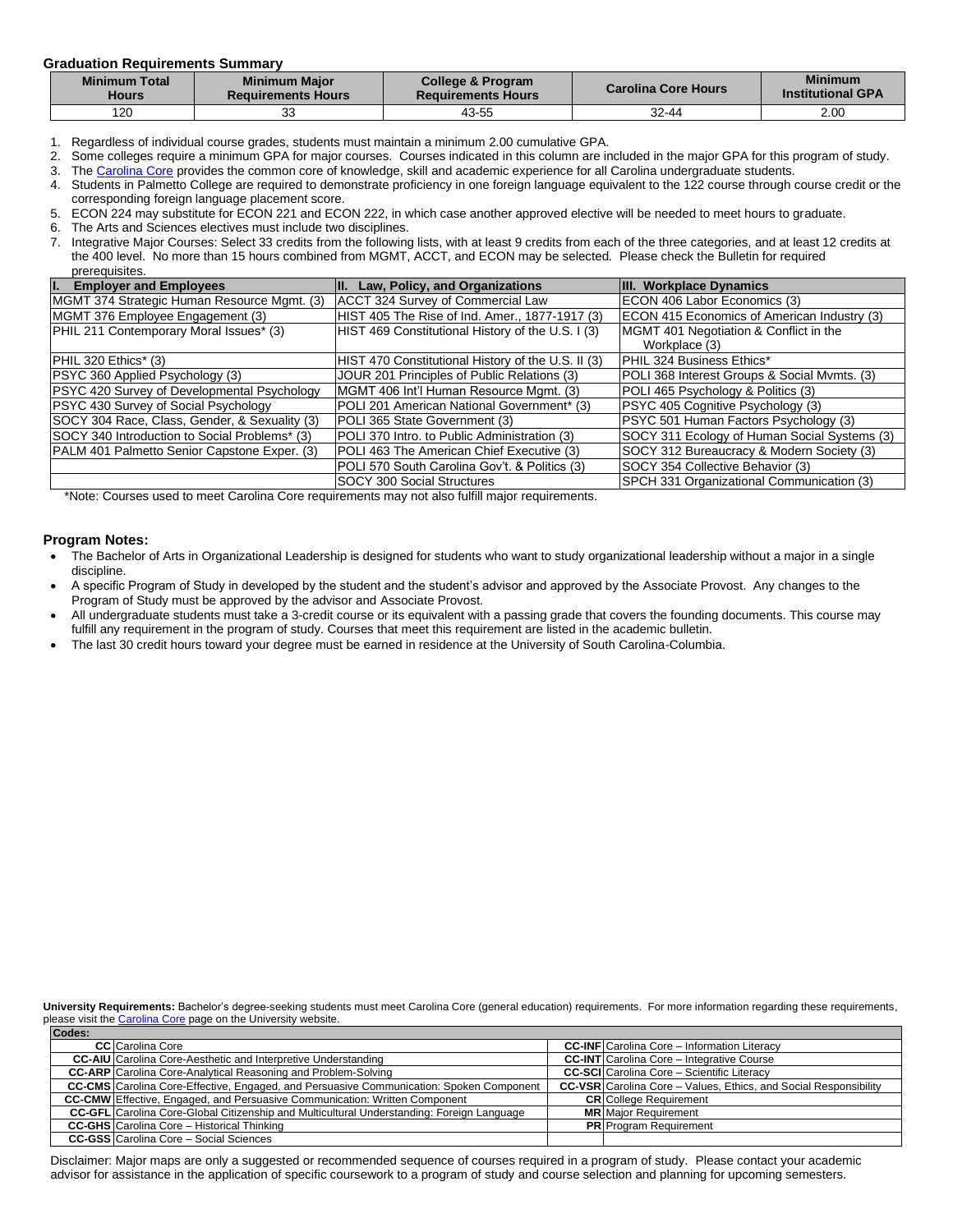## Graduation Requirements Summary

| Minimum Total Hours | Minimum Major Requirements Hours | College & Program Requirements Hours | Carolina Core Hours | Minimum Institutional GPA |
|---|---|---|---|---|
| 120 | 33 | 43-55 | 32-44 | 2.00 |

1. Regardless of individual course grades, students must maintain a minimum 2.00 cumulative GPA.
2. Some colleges require a minimum GPA for major courses. Courses indicated in this column are included in the major GPA for this program of study.
3. The Carolina Core provides the common core of knowledge, skill and academic experience for all Carolina undergraduate students.
4. Students in Palmetto College are required to demonstrate proficiency in one foreign language equivalent to the 122 course through course credit or the corresponding foreign language placement score.
5. ECON 224 may substitute for ECON 221 and ECON 222, in which case another approved elective will be needed to meet hours to graduate.
6. The Arts and Sciences electives must include two disciplines.
7. Integrative Major Courses: Select 33 credits from the following lists, with at least 9 credits from each of the three categories, and at least 12 credits at the 400 level. No more than 15 hours combined from MGMT, ACCT, and ECON may be selected. Please check the Bulletin for required prerequisites.

| I. Employer and Employees | II. Law, Policy, and Organizations | III. Workplace Dynamics |
|---|---|---|
| MGMT 374 Strategic Human Resource Mgmt. (3) | ACCT 324 Survey of Commercial Law | ECON 406 Labor Economics (3) |
| MGMT 376 Employee Engagement (3) | HIST 405 The Rise of Ind. Amer., 1877-1917 (3) | ECON 415 Economics of American Industry (3) |
| PHIL 211 Contemporary Moral Issues* (3) | HIST 469 Constitutional History of the U.S. I (3) | MGMT 401 Negotiation & Conflict in the Workplace (3) |
| PHIL 320 Ethics* (3) | HIST 470 Constitutional History of the U.S. II (3) | PHIL 324 Business Ethics* |
| PSYC 360 Applied Psychology (3) | JOUR 201 Principles of Public Relations (3) | POLI 368 Interest Groups & Social Mvmts. (3) |
| PSYC 420 Survey of Developmental Psychology | MGMT 406 Int'l Human Resource Mgmt. (3) | POLI 465 Psychology & Politics (3) |
| PSYC 430 Survey of Social Psychology | POLI 201 American National Government* (3) | PSYC 405 Cognitive Psychology (3) |
| SOCY 304 Race, Class, Gender, & Sexuality (3) | POLI 365 State Government (3) | PSYC 501 Human Factors Psychology (3) |
| SOCY 340 Introduction to Social Problems* (3) | POLI 370 Intro. to Public Administration (3) | SOCY 311 Ecology of Human Social Systems (3) |
| PALM 401 Palmetto Senior Capstone Exper. (3) | POLI 463 The American Chief Executive (3) | SOCY 312 Bureaucracy & Modern Society (3) |
| | POLI 570 South Carolina Gov't. & Politics (3) | SOCY 354 Collective Behavior (3) |
| | SOCY 300 Social Structures | SPCH 331 Organizational Communication (3) |

*Note: Courses used to meet Carolina Core requirements may not also fulfill major requirements.

### Program Notes:

- The Bachelor of Arts in Organizational Leadership is designed for students who want to study organizational leadership without a major in a single discipline.
- A specific Program of Study in developed by the student and the student's advisor and approved by the Associate Provost. Any changes to the Program of Study must be approved by the advisor and Associate Provost.
- All undergraduate students must take a 3-credit course or its equivalent with a passing grade that covers the founding documents. This course may fulfill any requirement in the program of study. Courses that meet this requirement are listed in the academic bulletin.
- The last 30 credit hours toward your degree must be earned in residence at the University of South Carolina-Columbia.

**University Requirements:** Bachelor's degree-seeking students must meet Carolina Core (general education) requirements. For more information regarding these requirements, please visit the Carolina Core page on the University website.

| Codes: | | | |
|---|---|---|---|
| **CC** | Carolina Core | **CC-INF** | Carolina Core – Information Literacy |
| **CC-AIU** | Carolina Core-Aesthetic and Interpretive Understanding | **CC-INT** | Carolina Core – Integrative Course |
| **CC-ARP** | Carolina Core-Analytical Reasoning and Problem-Solving | **CC-SCI** | Carolina Core – Scientific Literacy |
| **CC-CMS** | Carolina Core-Effective, Engaged, and Persuasive Communication: Spoken Component | **CC-VSR** | Carolina Core – Values, Ethics, and Social Responsibility |
| **CC-CMW** | Effective, Engaged, and Persuasive Communication: Written Component | **CR** | College Requirement |
| **CC-GFL** | Carolina Core-Global Citizenship and Multicultural Understanding: Foreign Language | **MR** | Major Requirement |
| **CC-GHS** | Carolina Core – Historical Thinking | **PR** | Program Requirement |
| **CC-GSS** | Carolina Core – Social Sciences | | |

Disclaimer: Major maps are only a suggested or recommended sequence of courses required in a program of study. Please contact your academic advisor for assistance in the application of specific coursework to a program of study and course selection and planning for upcoming semesters.